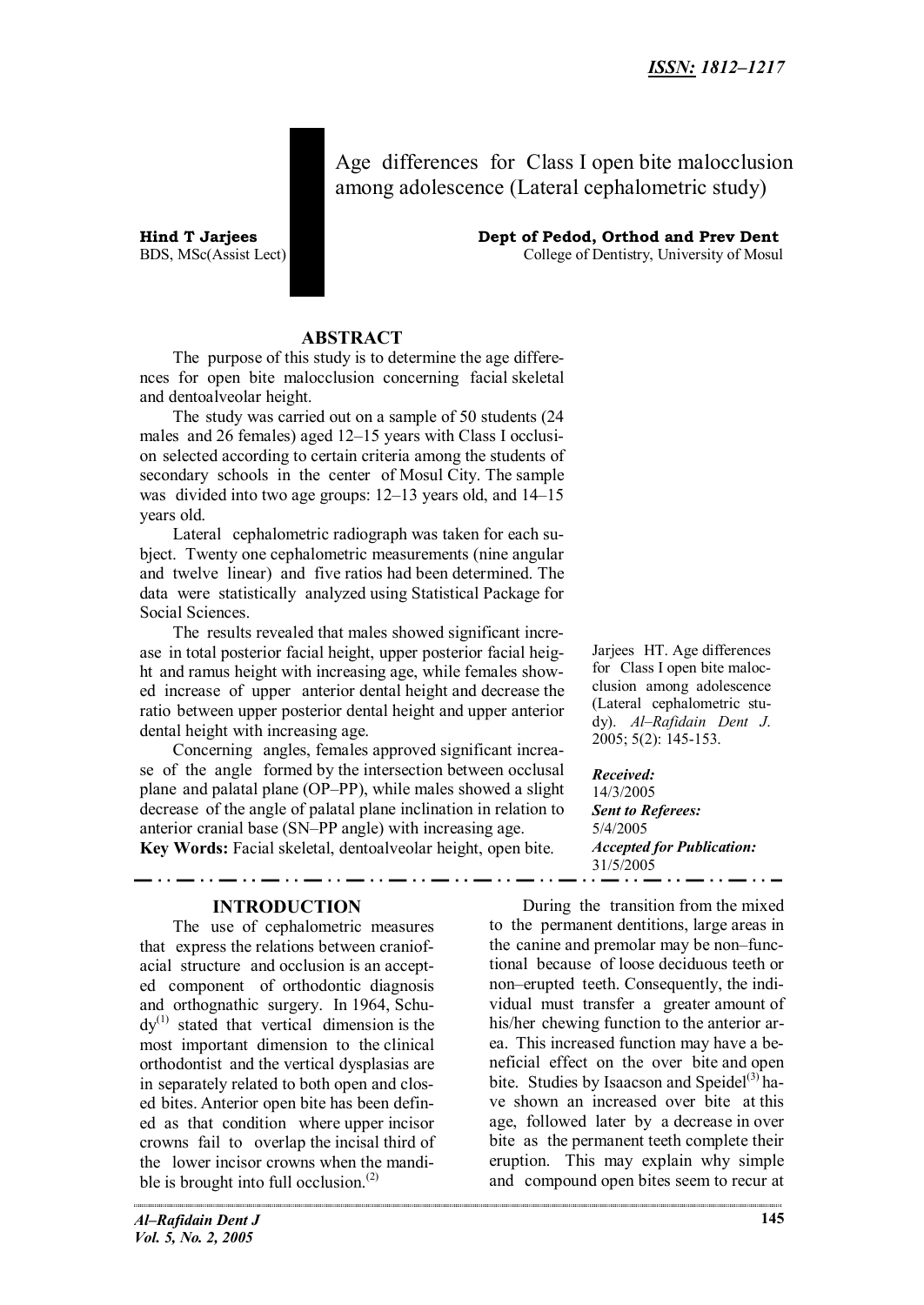# Age differences for Class I open bite malocclusion among adolescence (Lateral cephalometric study)

**Hind T Jarjees**
BDS, MSc(Assist Lect)

**Dept of Pedod, Orthod and Prev Dent**
College of Dentistry, University of Mosul

## ABSTRACT

The purpose of this study is to determine the age differences for open bite malocclusion concerning facial skeletal and dentoalveolar height.

The study was carried out on a sample of 50 students (24 males and 26 females) aged 12–15 years with Class I occlusion selected according to certain criteria among the students of secondary schools in the center of Mosul City. The sample was divided into two age groups: 12–13 years old, and 14–15 years old.

Lateral cephalometric radiograph was taken for each subject. Twenty one cephalometric measurements (nine angular and twelve linear) and five ratios had been determined. The data were statistically analyzed using Statistical Package for Social Sciences.

The results revealed that males showed significant increase in total posterior facial height, upper posterior facial height and ramus height with increasing age, while females showed increase of upper anterior dental height and decrease the ratio between upper posterior dental height and upper anterior dental height with increasing age.

Concerning angles, females approved significant increase of the angle formed by the intersection between occlusal plane and palatal plane (OP–PP), while males showed a slight decrease of the angle of palatal plane inclination in relation to anterior cranial base (SN–PP angle) with increasing age.

**Key Words:** Facial skeletal, dentoalveolar height, open bite.

Jarjees HT. Age differences for Class I open bite malocclusion among adolescence (Lateral cephalometric study). *Al–Rafidain Dent J*. 2005; 5(2): 145-153.

***Received:***
14/3/2005
***Sent to Referees:***
5/4/2005
***Accepted for Publication:***
31/5/2005

## INTRODUCTION

The use of cephalometric measures that express the relations between craniofacial structure and occlusion is an accepted component of orthodontic diagnosis and orthognathic surgery. In 1964, Schudy[1] stated that vertical dimension is the most important dimension to the clinical orthodontist and the vertical dysplasias are in separately related to both open and closed bites. Anterior open bite has been defined as that condition where upper incisor crowns fail to overlap the incisal third of the lower incisor crowns when the mandible is brought into full occlusion.[2]

During the transition from the mixed to the permanent dentitions, large areas in the canine and premolar may be non–functional because of loose deciduous teeth or non–erupted teeth. Consequently, the individual must transfer a greater amount of his/her chewing function to the anterior area. This increased function may have a beneficial effect on the over bite and open bite. Studies by Isaacson and Speidel[3] have shown an increased over bite at this age, followed later by a decrease in over bite as the permanent teeth complete their eruption. This may explain why simple and compound open bites seem to recur at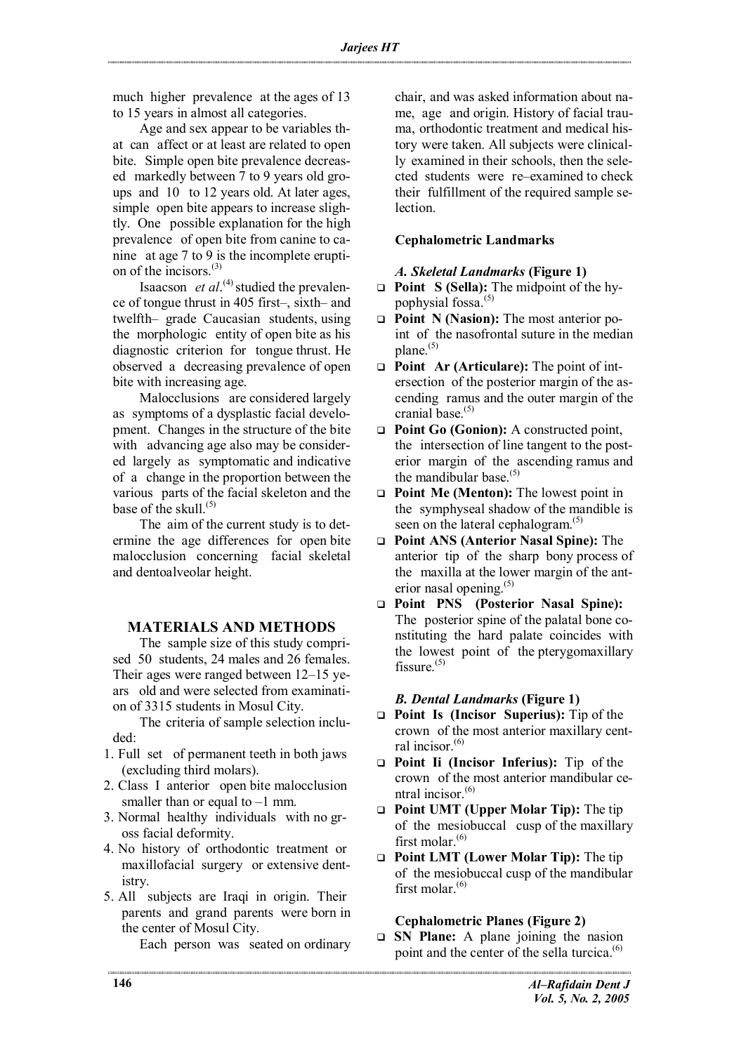much higher prevalence at the ages of 13 to 15 years in almost all categories.

Age and sex appear to be variables that can affect or at least are related to open bite. Simple open bite prevalence decreased markedly between 7 to 9 years old groups and 10 to 12 years old. At later ages, simple open bite appears to increase slightly. One possible explanation for the high prevalence of open bite from canine to canine at age 7 to 9 is the incomplete eruption of the incisors.[3]

Isaacson *et al*.[4] studied the prevalence of tongue thrust in 405 first–, sixth– and twelfth– grade Caucasian students, using the morphologic entity of open bite as his diagnostic criterion for tongue thrust. He observed a decreasing prevalence of open bite with increasing age.

Malocclusions are considered largely as symptoms of a dysplastic facial development. Changes in the structure of the bite with advancing age also may be considered largely as symptomatic and indicative of a change in the proportion between the various parts of the facial skeleton and the base of the skull.[5]

The aim of the current study is to determine the age differences for open bite malocclusion concerning facial skeletal and dentoalveolar height.

## MATERIALS AND METHODS

The sample size of this study comprised 50 students, 24 males and 26 females. Their ages were ranged between 12–15 years old and were selected from examination of 3315 students in Mosul City.

The criteria of sample selection included:

1. Full set of permanent teeth in both jaws (excluding third molars).
2. Class I anterior open bite malocclusion smaller than or equal to –1 mm.
3. Normal healthy individuals with no gross facial deformity.
4. No history of orthodontic treatment or maxillofacial surgery or extensive dentistry.
5. All subjects are Iraqi in origin. Their parents and grand parents were born in the center of Mosul City.

Each person was seated on ordinary chair, and was asked information about name, age and origin. History of facial trauma, orthodontic treatment and medical history were taken. All subjects were clinically examined in their schools, then the selected students were re–examined to check their fulfillment of the required sample selection.

### Cephalometric Landmarks

#### *A. Skeletal Landmarks* (Figure 1)

- **Point S (Sella):** The midpoint of the hypophysial fossa.[5]
- **Point N (Nasion):** The most anterior point of the nasofrontal suture in the median plane.[5]
- **Point Ar (Articulare):** The point of intersection of the posterior margin of the ascending ramus and the outer margin of the cranial base.[5]
- **Point Go (Gonion):** A constructed point, the intersection of line tangent to the posterior margin of the ascending ramus and the mandibular base.[5]
- **Point Me (Menton):** The lowest point in the symphyseal shadow of the mandible is seen on the lateral cephalogram.[5]
- **Point ANS (Anterior Nasal Spine):** The anterior tip of the sharp bony process of the maxilla at the lower margin of the anterior nasal opening.[5]
- **Point PNS (Posterior Nasal Spine):** The posterior spine of the palatal bone constituting the hard palate coincides with the lowest point of the pterygomaxillary fissure.[5]

#### *B. Dental Landmarks* (Figure 1)

- **Point Is (Incisor Superius):** Tip of the crown of the most anterior maxillary central incisor.[6]
- **Point Ii (Incisor Inferius):** Tip of the crown of the most anterior mandibular central incisor.[6]
- **Point UMT (Upper Molar Tip):** The tip of the mesiobuccal cusp of the maxillary first molar.[6]
- **Point LMT (Lower Molar Tip):** The tip of the mesiobuccal cusp of the mandibular first molar.[6]

### Cephalometric Planes (Figure 2)

- **SN Plane:** A plane joining the nasion point and the center of the sella turcica.[6]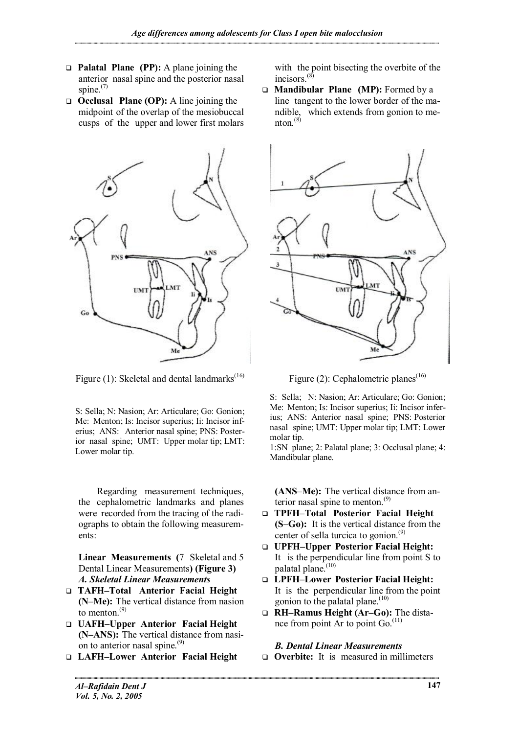- **Palatal Plane (PP):** A plane joining the anterior nasal spine and the posterior nasal spine.[7]
- **Occlusal Plane (OP):** A line joining the midpoint of the overlap of the mesiobuccal cusps of the upper and lower first molars with the point bisecting the overbite of the incisors.[8]
- **Mandibular Plane (MP):** Formed by a line tangent to the lower border of the mandible, which extends from gonion to menton.[8]

Figure (1): Skeletal and dental landmarks[16]

S: Sella; N: Nasion; Ar: Articulare; Go: Gonion; Me: Menton; Is: Incisor superius; Ii: Incisor inferius; ANS: Anterior nasal spine; PNS: Posterior nasal spine; UMT: Upper molar tip; LMT: Lower molar tip.

Figure (2): Cephalometric planes[16]

S: Sella; N: Nasion; Ar: Articulare; Go: Gonion; Me: Menton; Is: Incisor superius; Ii: Incisor inferius; ANS: Anterior nasal spine; PNS: Posterior nasal spine; UMT: Upper molar tip; LMT: Lower molar tip.
1: SN plane; 2: Palatal plane; 3: Occlusal plane; 4: Mandibular plane.

Regarding measurement techniques, the cephalometric landmarks and planes were recorded from the tracing of the radiographs to obtain the following measurements:

**Linear Measurements (**7 Skeletal and 5 Dental Linear Measurements**) (Figure 3)**

***A. Skeletal Linear Measurements***

- **TAFH–Total Anterior Facial Height (N–Me):** The vertical distance from nasion to menton.[9]
- **UAFH–Upper Anterior Facial Height (N–ANS):** The vertical distance from nasion to anterior nasal spine.[9]
- **LAFH–Lower Anterior Facial Height (ANS–Me):** The vertical distance from anterior nasal spine to menton.[9]
- **TPFH–Total Posterior Facial Height (S–Go):** It is the vertical distance from the center of sella turcica to gonion.[9]
- **UPFH–Upper Posterior Facial Height:** It is the perpendicular line from point S to palatal plane.[10]
- **LPFH–Lower Posterior Facial Height:** It is the perpendicular line from the point gonion to the palatal plane.[10]
- **RH–Ramus Height (Ar–Go):** The distance from point Ar to point Go.[11]

***B. Dental Linear Measurements***

- **Overbite:** It is measured in millimeters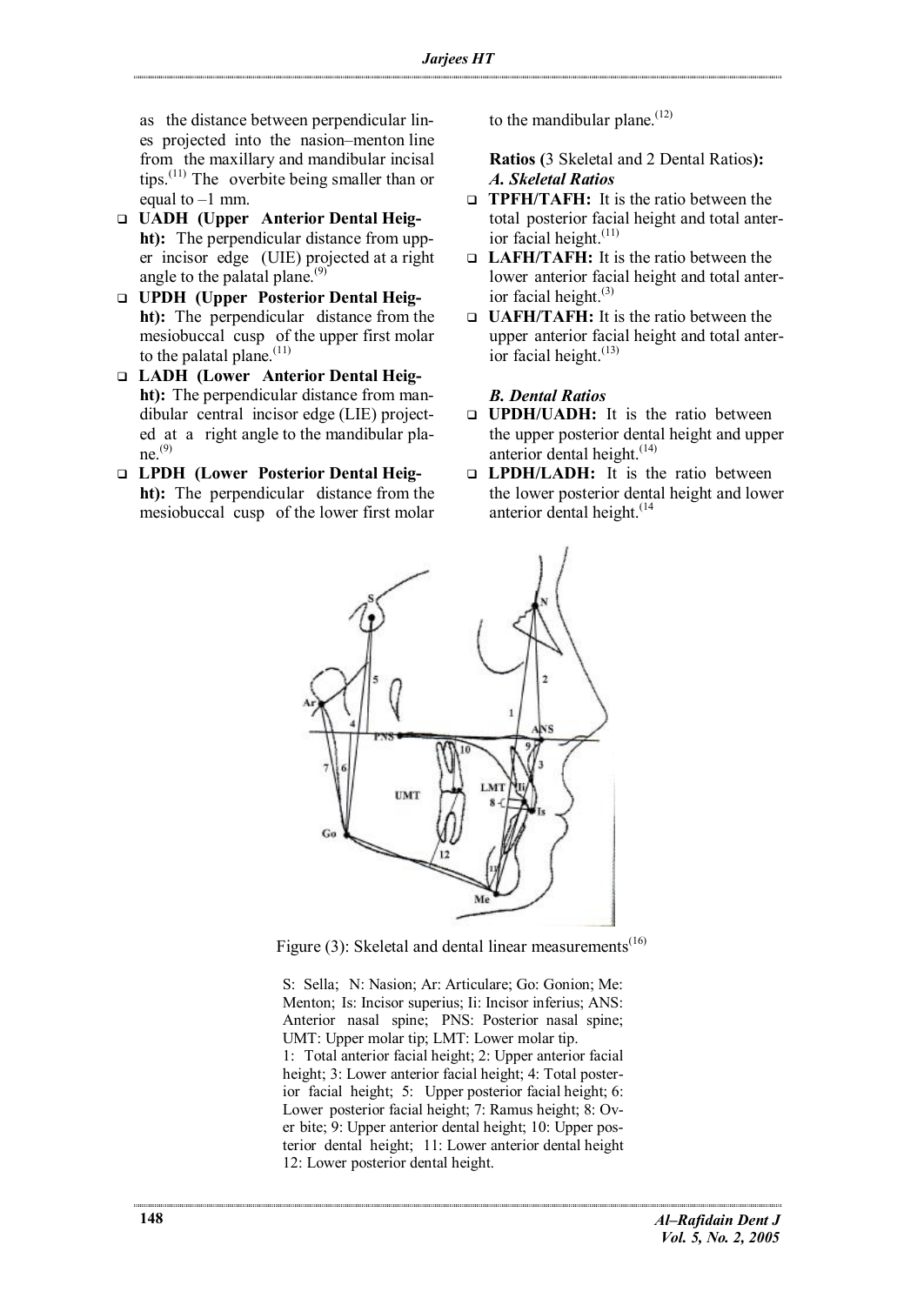as the distance between perpendicular lines projected into the nasion–menton line from the maxillary and mandibular incisal tips.[11] The overbite being smaller than or equal to –1 mm.

- **UADH (Upper Anterior Dental Height):** The perpendicular distance from upper incisor edge (UIE) projected at a right angle to the palatal plane.[9]
- **UPDH (Upper Posterior Dental Height):** The perpendicular distance from the mesiobuccal cusp of the upper first molar to the palatal plane.[11]
- **LADH (Lower Anterior Dental Height):** The perpendicular distance from mandibular central incisor edge (LIE) projected at a right angle to the mandibular plane.[9]
- **LPDH (Lower Posterior Dental Height):** The perpendicular distance from the mesiobuccal cusp of the lower first molar to the mandibular plane.[12]

**Ratios (**3 Skeletal and 2 Dental Ratios**):**

***A. Skeletal Ratios***

- **TPFH/TAFH:** It is the ratio between the total posterior facial height and total anterior facial height.[11]
- **LAFH/TAFH:** It is the ratio between the lower anterior facial height and total anterior facial height.[3]
- **UAFH/TAFH:** It is the ratio between the upper anterior facial height and total anterior facial height.[13]

***B. Dental Ratios***

- **UPDH/UADH:** It is the ratio between the upper posterior dental height and upper anterior dental height.[14]
- **LPDH/LADH:** It is the ratio between the lower posterior dental height and lower anterior dental height.[14

Figure (3): Skeletal and dental linear measurements[16]

S: Sella; N: Nasion; Ar: Articulare; Go: Gonion; Me: Menton; Is: Incisor superius; Ii: Incisor inferius; ANS: Anterior nasal spine; PNS: Posterior nasal spine; UMT: Upper molar tip; LMT: Lower molar tip.
1: Total anterior facial height; 2: Upper anterior facial height; 3: Lower anterior facial height; 4: Total posterior facial height; 5: Upper posterior facial height; 6: Lower posterior facial height; 7: Ramus height; 8: Over bite; 9: Upper anterior dental height; 10: Upper posterior dental height; 11: Lower anterior dental height 12: Lower posterior dental height.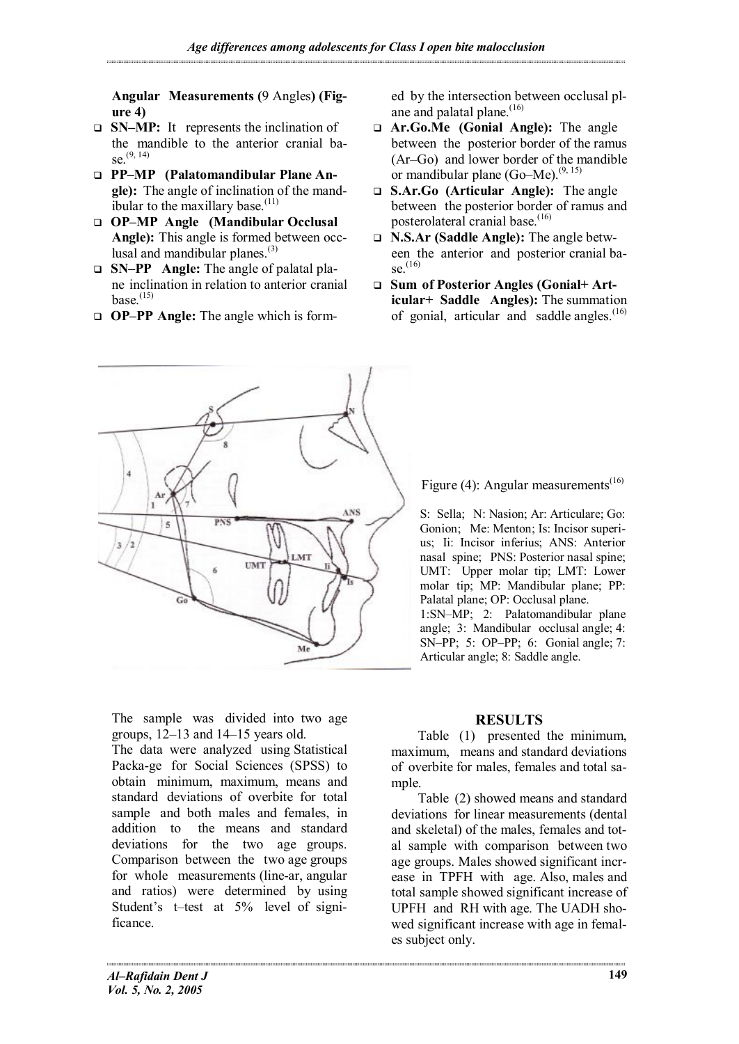**Angular Measurements (**9 Angles**) (Figure 4)**

- **SN–MP:** It represents the inclination of the mandible to the anterior cranial base.[9, 14]
- **PP–MP (Palatomandibular Plane Angle):** The angle of inclination of the mandibular to the maxillary base.[11]
- **OP–MP Angle (Mandibular Occlusal Angle):** This angle is formed between occlusal and mandibular planes.[3]
- **SN–PP Angle:** The angle of palatal plane inclination in relation to anterior cranial base.[15]
- **OP–PP Angle:** The angle which is formed by the intersection between occlusal plane and palatal plane.[16]
- **Ar.Go.Me (Gonial Angle):** The angle between the posterior border of the ramus (Ar–Go) and lower border of the mandible or mandibular plane (Go–Me).[9, 15]
- **S.Ar.Go (Articular Angle):** The angle between the posterior border of ramus and posterolateral cranial base.[16]
- **N.S.Ar (Saddle Angle):** The angle between the anterior and posterior cranial base.[16]
- **Sum of Posterior Angles (Gonial+ Articular+ Saddle Angles):** The summation of gonial, articular and saddle angles.[16]

Figure (4): Angular measurements[16]

S: Sella; N: Nasion; Ar: Articulare; Go: Gonion; Me: Menton; Is: Incisor superius; Ii: Incisor inferius; ANS: Anterior nasal spine; PNS: Posterior nasal spine; UMT: Upper molar tip; LMT: Lower molar tip; MP: Mandibular plane; PP: Palatal plane; OP: Occlusal plane.
1:SN–MP; 2: Palatomandibular plane angle; 3: Mandibular occlusal angle; 4: SN–PP; 5: OP–PP; 6: Gonial angle; 7: Articular angle; 8: Saddle angle.

The sample was divided into two age groups, 12–13 and 14–15 years old.
The data were analyzed using Statistical Package for Social Sciences (SPSS) to obtain minimum, maximum, means and standard deviations of overbite for total sample and both males and females, in addition to the means and standard deviations for the two age groups. Comparison between the two age groups for whole measurements (linear, angular and ratios) were determined by using Student's t–test at 5% level of significance.

## RESULTS

Table (1) presented the minimum, maximum, means and standard deviations of overbite for males, females and total sample.

Table (2) showed means and standard deviations for linear measurements (dental and skeletal) of the males, females and total sample with comparison between two age groups. Males showed significant increase in TPFH with age. Also, males and total sample showed significant increase of UPFH and RH with age. The UADH showed significant increase with age in females subject only.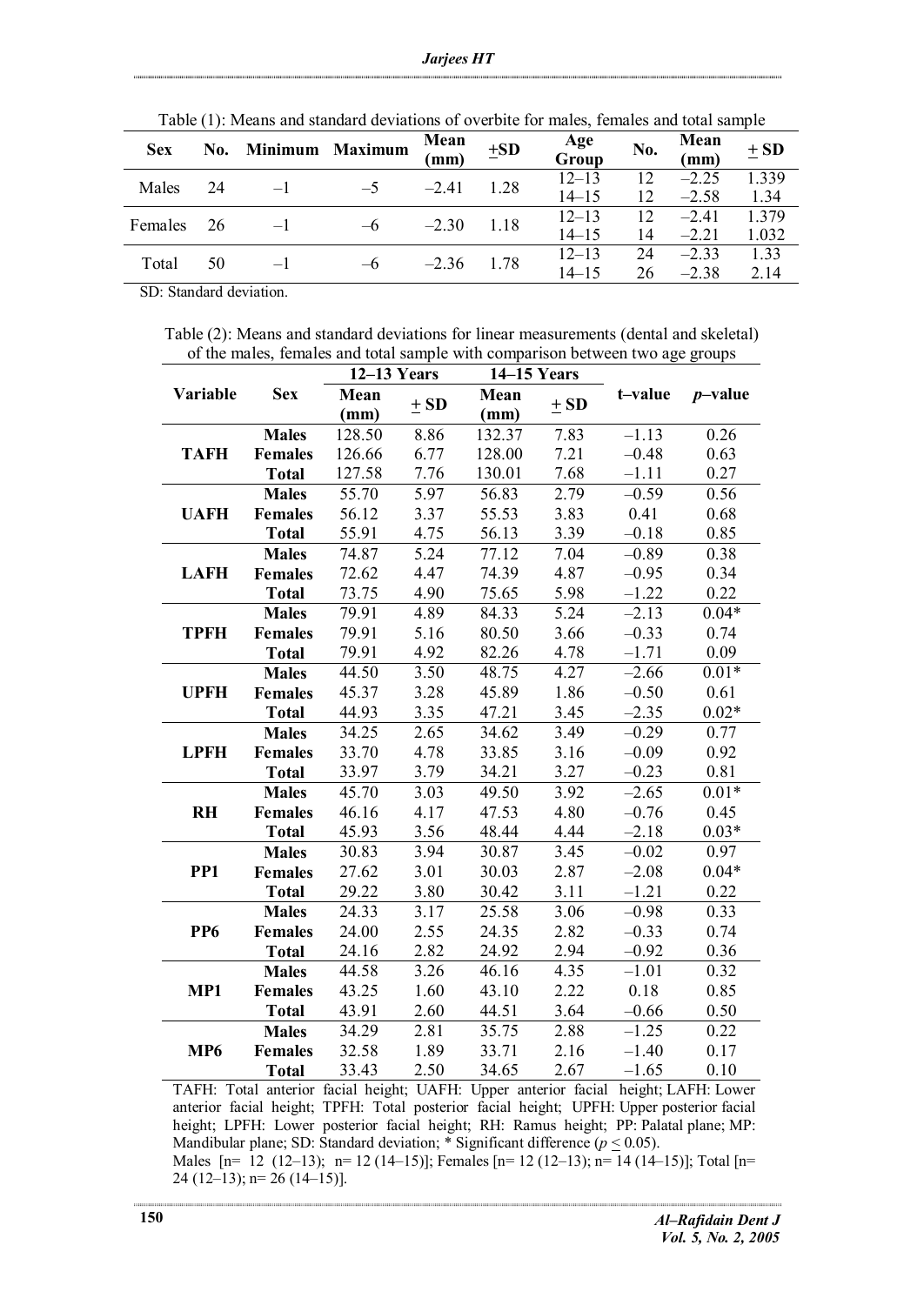Table (1): Means and standard deviations of overbite for males, females and total sample

| Sex | No. | Minimum | Maximum | Mean (mm) | ±SD | Age Group | No. | Mean (mm) | ± SD |
|---|---|---|---|---|---|---|---|---|---|
| Males | 24 | –1 | –5 | –2.41 | 1.28 | 12–13 | 12 | –2.25 | 1.339 |
| | | | | | | 14–15 | 12 | –2.58 | 1.34 |
| Females | 26 | –1 | –6 | –2.30 | 1.18 | 12–13 | 12 | –2.41 | 1.379 |
| | | | | | | 14–15 | 14 | –2.21 | 1.032 |
| Total | 50 | –1 | –6 | –2.36 | 1.78 | 12–13 | 24 | –2.33 | 1.33 |
| | | | | | | 14–15 | 26 | –2.38 | 2.14 |

SD: Standard deviation.

Table (2): Means and standard deviations for linear measurements (dental and skeletal) of the males, females and total sample with comparison between two age groups

| Variable | Sex | 12–13 Years | | 14–15 Years | | t–value | *p*–value |
|---|---|---|---|---|---|---|---|
| | | Mean (mm) | ± SD | Mean (mm) | ± SD | | |
| **TAFH** | **Males** | 128.50 | 8.86 | 132.37 | 7.83 | –1.13 | 0.26 |
| | **Females** | 126.66 | 6.77 | 128.00 | 7.21 | –0.48 | 0.63 |
| | **Total** | 127.58 | 7.76 | 130.01 | 7.68 | –1.11 | 0.27 |
| **UAFH** | **Males** | 55.70 | 5.97 | 56.83 | 2.79 | –0.59 | 0.56 |
| | **Females** | 56.12 | 3.37 | 55.53 | 3.83 | 0.41 | 0.68 |
| | **Total** | 55.91 | 4.75 | 56.13 | 3.39 | –0.18 | 0.85 |
| **LAFH** | **Males** | 74.87 | 5.24 | 77.12 | 7.04 | –0.89 | 0.38 |
| | **Females** | 72.62 | 4.47 | 74.39 | 4.87 | –0.95 | 0.34 |
| | **Total** | 73.75 | 4.90 | 75.65 | 5.98 | –1.22 | 0.22 |
| **TPFH** | **Males** | 79.91 | 4.89 | 84.33 | 5.24 | –2.13 | 0.04* |
| | **Females** | 79.91 | 5.16 | 80.50 | 3.66 | –0.33 | 0.74 |
| | **Total** | 79.91 | 4.92 | 82.26 | 4.78 | –1.71 | 0.09 |
| **UPFH** | **Males** | 44.50 | 3.50 | 48.75 | 4.27 | –2.66 | 0.01* |
| | **Females** | 45.37 | 3.28 | 45.89 | 1.86 | –0.50 | 0.61 |
| | **Total** | 44.93 | 3.35 | 47.21 | 3.45 | –2.35 | 0.02* |
| **LPFH** | **Males** | 34.25 | 2.65 | 34.62 | 3.49 | –0.29 | 0.77 |
| | **Females** | 33.70 | 4.78 | 33.85 | 3.16 | –0.09 | 0.92 |
| | **Total** | 33.97 | 3.79 | 34.21 | 3.27 | –0.23 | 0.81 |
| **RH** | **Males** | 45.70 | 3.03 | 49.50 | 3.92 | –2.65 | 0.01* |
| | **Females** | 46.16 | 4.17 | 47.53 | 4.80 | –0.76 | 0.45 |
| | **Total** | 45.93 | 3.56 | 48.44 | 4.44 | –2.18 | 0.03* |
| **PP1** | **Males** | 30.83 | 3.94 | 30.87 | 3.45 | –0.02 | 0.97 |
| | **Females** | 27.62 | 3.01 | 30.03 | 2.87 | –2.08 | 0.04* |
| | **Total** | 29.22 | 3.80 | 30.42 | 3.11 | –1.21 | 0.22 |
| **PP6** | **Males** | 24.33 | 3.17 | 25.58 | 3.06 | –0.98 | 0.33 |
| | **Females** | 24.00 | 2.55 | 24.35 | 2.82 | –0.33 | 0.74 |
| | **Total** | 24.16 | 2.82 | 24.92 | 2.94 | –0.92 | 0.36 |
| **MP1** | **Males** | 44.58 | 3.26 | 46.16 | 4.35 | –1.01 | 0.32 |
| | **Females** | 43.25 | 1.60 | 43.10 | 2.22 | 0.18 | 0.85 |
| | **Total** | 43.91 | 2.60 | 44.51 | 3.64 | –0.66 | 0.50 |
| **MP6** | **Males** | 34.29 | 2.81 | 35.75 | 2.88 | –1.25 | 0.22 |
| | **Females** | 32.58 | 1.89 | 33.71 | 2.16 | –1.40 | 0.17 |
| | **Total** | 33.43 | 2.50 | 34.65 | 2.67 | –1.65 | 0.10 |

TAFH: Total anterior facial height; UAFH: Upper anterior facial height; LAFH: Lower anterior facial height; TPFH: Total posterior facial height; UPFH: Upper posterior facial height; LPFH: Lower posterior facial height; RH: Ramus height; PP: Palatal plane; MP: Mandibular plane; SD: Standard deviation; * Significant difference ($p \leq 0.05$).

Males [n= 12 (12–13); n= 12 (14–15)]; Females [n= 12 (12–13); n= 14 (14–15)]; Total [n= 24 (12–13); n= 26 (14–15)].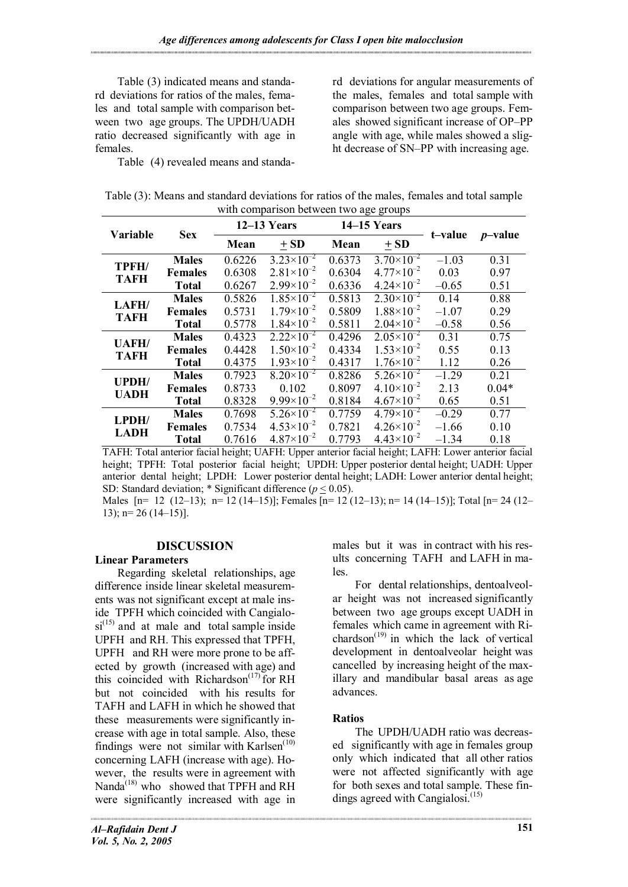Table (3) indicated means and standard deviations for ratios of the males, females and total sample with comparison between two age groups. The UPDH/UADH ratio decreased significantly with age in females.

Table (4) revealed means and standard deviations for angular measurements of the males, females and total sample with comparison between two age groups. Females showed significant increase of OP–PP angle with age, while males showed a slight decrease of SN–PP with increasing age.

Table (3): Means and standard deviations for ratios of the males, females and total sample with comparison between two age groups

| Variable | Sex | 12–13 Years | | 14–15 Years | | t–value | *p*–value |
|---|---|---|---|---|---|---|---|
| | | Mean | ± SD | Mean | ± SD | | |
| **TPFH/ TAFH** | **Males** | 0.6226 | $3.23\times10^{-2}$ | 0.6373 | $3.70\times10^{-2}$ | –1.03 | 0.31 |
| | **Females** | 0.6308 | $2.81\times10^{-2}$ | 0.6304 | $4.77\times10^{-2}$ | 0.03 | 0.97 |
| | **Total** | 0.6267 | $2.99\times10^{-2}$ | 0.6336 | $4.24\times10^{-2}$ | –0.65 | 0.51 |
| **LAFH/ TAFH** | **Males** | 0.5826 | $1.85\times10^{-2}$ | 0.5813 | $2.30\times10^{-2}$ | 0.14 | 0.88 |
| | **Females** | 0.5731 | $1.79\times10^{-2}$ | 0.5809 | $1.88\times10^{-2}$ | –1.07 | 0.29 |
| | **Total** | 0.5778 | $1.84\times10^{-2}$ | 0.5811 | $2.04\times10^{-2}$ | –0.58 | 0.56 |
| **UAFH/ TAFH** | **Males** | 0.4323 | $2.22\times10^{-2}$ | 0.4296 | $2.05\times10^{-2}$ | 0.31 | 0.75 |
| | **Females** | 0.4428 | $1.50\times10^{-2}$ | 0.4334 | $1.53\times10^{-2}$ | 0.55 | 0.13 |
| | **Total** | 0.4375 | $1.93\times10^{-2}$ | 0.4317 | $1.76\times10^{-2}$ | 1.12 | 0.26 |
| **UPDH/ UADH** | **Males** | 0.7923 | $8.20\times10^{-2}$ | 0.8286 | $5.26\times10^{-2}$ | –1.29 | 0.21 |
| | **Females** | 0.8733 | 0.102 | 0.8097 | $4.10\times10^{-2}$ | 2.13 | 0.04* |
| | **Total** | 0.8328 | $9.99\times10^{-2}$ | 0.8184 | $4.67\times10^{-2}$ | 0.65 | 0.51 |
| **LPDH/ LADH** | **Males** | 0.7698 | $5.26\times10^{-2}$ | 0.7759 | $4.79\times10^{-2}$ | –0.29 | 0.77 |
| | **Females** | 0.7534 | $4.53\times10^{-2}$ | 0.7821 | $4.26\times10^{-2}$ | –1.66 | 0.10 |
| | **Total** | 0.7616 | $4.87\times10^{-2}$ | 0.7793 | $4.43\times10^{-2}$ | –1.34 | 0.18 |

TAFH: Total anterior facial height; UAFH: Upper anterior facial height; LAFH: Lower anterior facial height; TPFH: Total posterior facial height; UPDH: Upper posterior dental height; UADH: Upper anterior dental height; LPDH: Lower posterior dental height; LADH: Lower anterior dental height; SD: Standard deviation; * Significant difference ($p \leq 0.05$).

Males [n= 12 (12–13); n= 12 (14–15)]; Females [n= 12 (12–13); n= 14 (14–15)]; Total [n= 24 (12–13); n= 26 (14–15)].

## DISCUSSION

### Linear Parameters

Regarding skeletal relationships, age difference inside linear skeletal measurements was not significant except at male inside TPFH which coincided with Cangialosi[15] and at male and total sample inside UPFH and RH. This expressed that TPFH, UPFH and RH were more prone to be affected by growth (increased with age) and this coincided with Richardson[17] for RH but not coincided with his results for TAFH and LAFH in which he showed that these measurements were significantly increase with age in total sample. Also, these findings were not similar with Karlsen[10] concerning LAFH (increase with age). However, the results were in agreement with Nanda[18] who showed that TPFH and RH were significantly increased with age in males but it was in contract with his results concerning TAFH and LAFH in males.

For dental relationships, dentoalveolar height was not increased significantly between two age groups except UADH in females which came in agreement with Richardson[19] in which the lack of vertical development in dentoalveolar height was cancelled by increasing height of the maxillary and mandibular basal areas as age advances.

### Ratios

The UPDH/UADH ratio was decreased significantly with age in females group only which indicated that all other ratios were not affected significantly with age for both sexes and total sample. These findings agreed with Cangialosi.[15]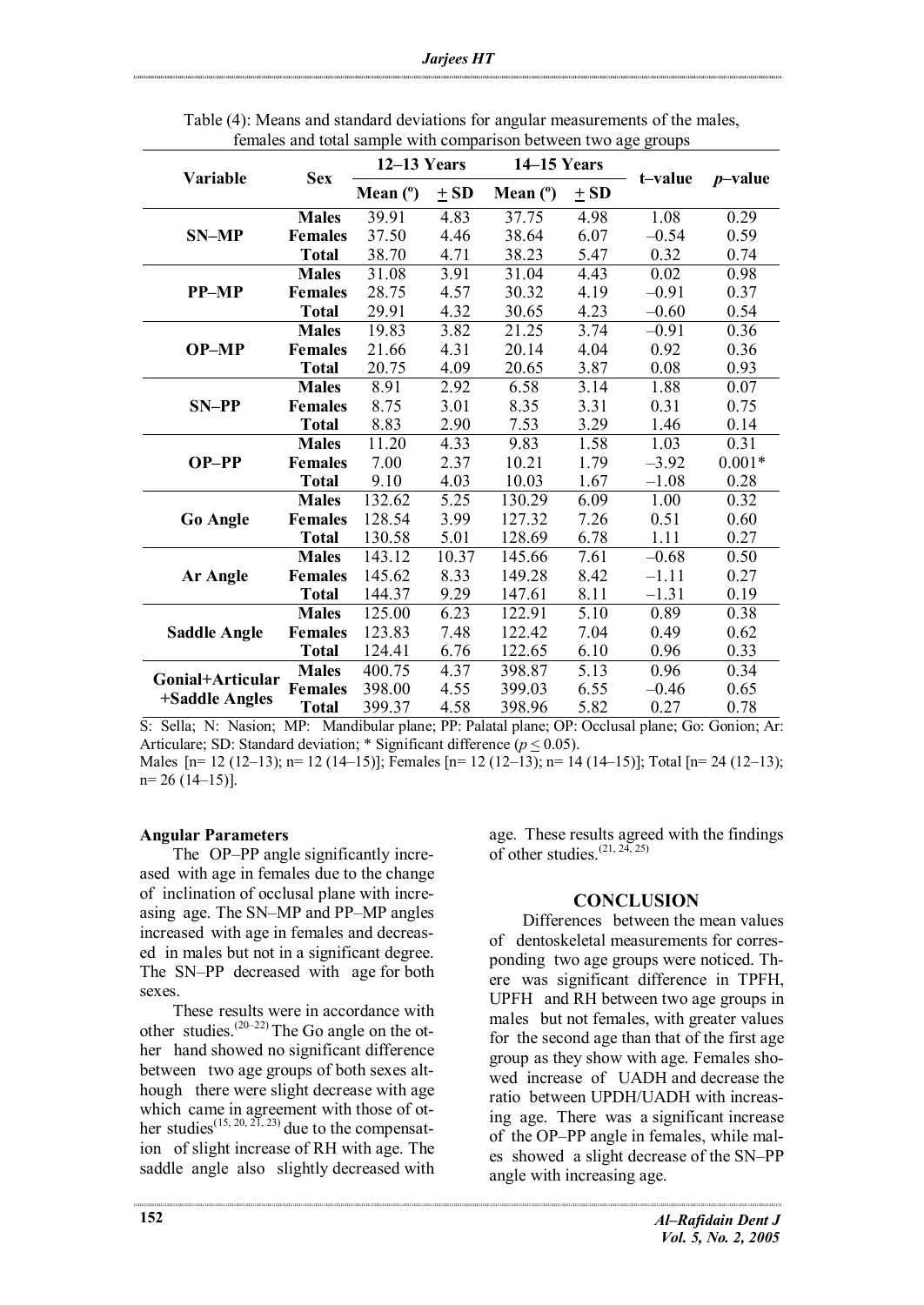Table (4): Means and standard deviations for angular measurements of the males, females and total sample with comparison between two age groups

| Variable | Sex | 12–13 Years | | 14–15 Years | | t–value | *p*–value |
|---|---|---|---|---|---|---|---|
| | | Mean (º) | + SD | Mean (º) | + SD | | |
| **SN–MP** | **Males** | 39.91 | 4.83 | 37.75 | 4.98 | 1.08 | 0.29 |
| | **Females** | 37.50 | 4.46 | 38.64 | 6.07 | –0.54 | 0.59 |
| | **Total** | 38.70 | 4.71 | 38.23 | 5.47 | 0.32 | 0.74 |
| **PP–MP** | **Males** | 31.08 | 3.91 | 31.04 | 4.43 | 0.02 | 0.98 |
| | **Females** | 28.75 | 4.57 | 30.32 | 4.19 | –0.91 | 0.37 |
| | **Total** | 29.91 | 4.32 | 30.65 | 4.23 | –0.60 | 0.54 |
| **OP–MP** | **Males** | 19.83 | 3.82 | 21.25 | 3.74 | –0.91 | 0.36 |
| | **Females** | 21.66 | 4.31 | 20.14 | 4.04 | 0.92 | 0.36 |
| | **Total** | 20.75 | 4.09 | 20.65 | 3.87 | 0.08 | 0.93 |
| **SN–PP** | **Males** | 8.91 | 2.92 | 6.58 | 3.14 | 1.88 | 0.07 |
| | **Females** | 8.75 | 3.01 | 8.35 | 3.31 | 0.31 | 0.75 |
| | **Total** | 8.83 | 2.90 | 7.53 | 3.29 | 1.46 | 0.14 |
| **OP–PP** | **Males** | 11.20 | 4.33 | 9.83 | 1.58 | 1.03 | 0.31 |
| | **Females** | 7.00 | 2.37 | 10.21 | 1.79 | –3.92 | 0.001* |
| | **Total** | 9.10 | 4.03 | 10.03 | 1.67 | –1.08 | 0.28 |
| **Go Angle** | **Males** | 132.62 | 5.25 | 130.29 | 6.09 | 1.00 | 0.32 |
| | **Females** | 128.54 | 3.99 | 127.32 | 7.26 | 0.51 | 0.60 |
| | **Total** | 130.58 | 5.01 | 128.69 | 6.78 | 1.11 | 0.27 |
| **Ar Angle** | **Males** | 143.12 | 10.37 | 145.66 | 7.61 | –0.68 | 0.50 |
| | **Females** | 145.62 | 8.33 | 149.28 | 8.42 | –1.11 | 0.27 |
| | **Total** | 144.37 | 9.29 | 147.61 | 8.11 | –1.31 | 0.19 |
| **Saddle Angle** | **Males** | 125.00 | 6.23 | 122.91 | 5.10 | 0.89 | 0.38 |
| | **Females** | 123.83 | 7.48 | 122.42 | 7.04 | 0.49 | 0.62 |
| | **Total** | 124.41 | 6.76 | 122.65 | 6.10 | 0.96 | 0.33 |
| **Gonial+Articular +Saddle Angles** | **Males** | 400.75 | 4.37 | 398.87 | 5.13 | 0.96 | 0.34 |
| | **Females** | 398.00 | 4.55 | 399.03 | 6.55 | –0.46 | 0.65 |
| | **Total** | 399.37 | 4.58 | 398.96 | 5.82 | 0.27 | 0.78 |

S: Sella; N: Nasion; MP: Mandibular plane; PP: Palatal plane; OP: Occlusal plane; Go: Gonion; Ar: Articulare; SD: Standard deviation; * Significant difference ($p \leq 0.05$).
Males [n= 12 (12–13); n= 12 (14–15)]; Females [n= 12 (12–13); n= 14 (14–15)]; Total [n= 24 (12–13); n= 26 (14–15)].

### Angular Parameters

The OP–PP angle significantly increased with age in females due to the change of inclination of occlusal plane with increasing age. The SN–MP and PP–MP angles increased with age in females and decreased in males but not in a significant degree. The SN–PP decreased with age for both sexes.

These results were in accordance with other studies.[20–22] The Go angle on the other hand showed no significant difference between two age groups of both sexes although there were slight decrease with age which came in agreement with those of other studies[15, 20, 21, 23] due to the compensation of slight increase of RH with age. The saddle angle also slightly decreased with age. These results agreed with the findings of other studies.[21, 24, 25]

## CONCLUSION

Differences between the mean values of dentoskeletal measurements for corresponding two age groups were noticed. There was significant difference in TPFH, UPFH and RH between two age groups in males but not females, with greater values for the second age than that of the first age group as they show with age. Females showed increase of UADH and decrease the ratio between UPDH/UADH with increasing age. There was a significant increase of the OP–PP angle in females, while males showed a slight decrease of the SN–PP angle with increasing age.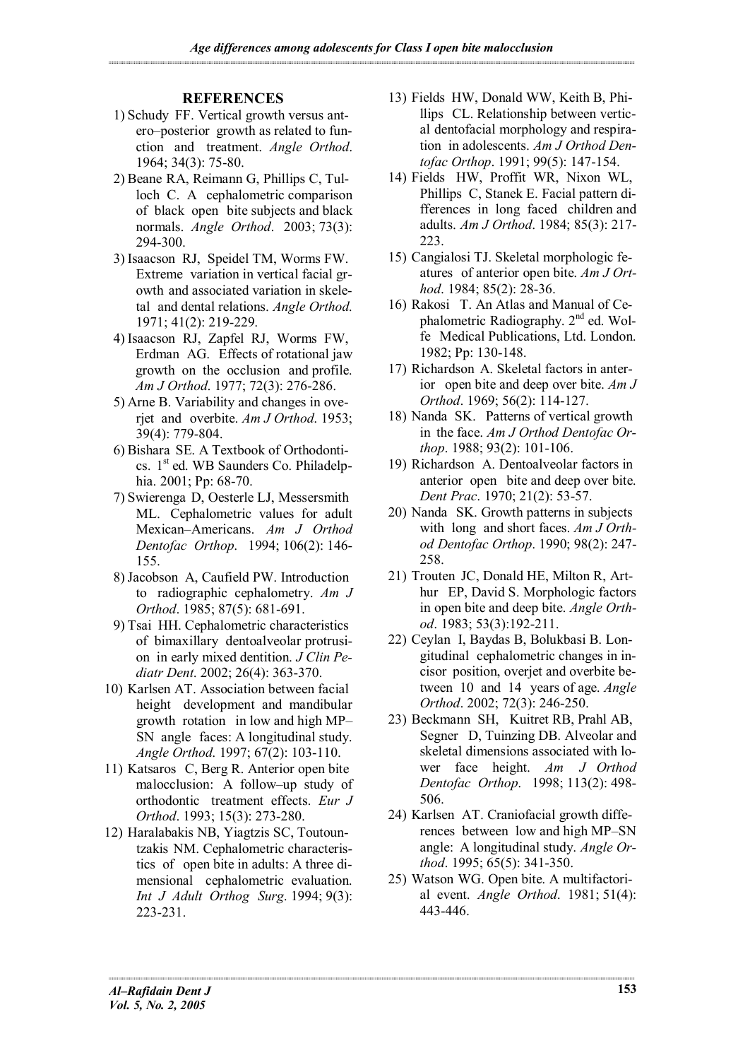## REFERENCES

1) Schudy FF. Vertical growth versus antero–posterior growth as related to function and treatment. *Angle Orthod*. 1964; 34(3): 75-80.
2) Beane RA, Reimann G, Phillips C, Tulloch C. A cephalometric comparison of black open bite subjects and black normals. *Angle Orthod*. 2003; 73(3): 294-300.
3) Isaacson RJ, Speidel TM, Worms FW. Extreme variation in vertical facial growth and associated variation in skeletal and dental relations. *Angle Orthod*. 1971; 41(2): 219-229.
4) Isaacson RJ, Zapfel RJ, Worms FW, Erdman AG. Effects of rotational jaw growth on the occlusion and profile. *Am J Orthod*. 1977; 72(3): 276-286.
5) Arne B. Variability and changes in overjet and overbite. *Am J Orthod*. 1953; 39(4): 779-804.
6) Bishara SE. A Textbook of Orthodontics. 1st ed. WB Saunders Co. Philadelphia. 2001; Pp: 68-70.
7) Swierenga D, Oesterle LJ, Messersmith ML. Cephalometric values for adult Mexican–Americans. *Am J Orthod Dentofac Orthop*. 1994; 106(2): 146-155.
8) Jacobson A, Caufield PW. Introduction to radiographic cephalometry. *Am J Orthod*. 1985; 87(5): 681-691.
9) Tsai HH. Cephalometric characteristics of bimaxillary dentoalveolar protrusion in early mixed dentition. *J Clin Pediatr Dent*. 2002; 26(4): 363-370.
10) Karlsen AT. Association between facial height development and mandibular growth rotation in low and high MP–SN angle faces: A longitudinal study. *Angle Orthod*. 1997; 67(2): 103-110.
11) Katsaros C, Berg R. Anterior open bite malocclusion: A follow–up study of orthodontic treatment effects. *Eur J Orthod*. 1993; 15(3): 273-280.
12) Haralabakis NB, Yiagtzis SC, Toutountzakis NM. Cephalometric characteristics of open bite in adults: A three dimensional cephalometric evaluation. *Int J Adult Orthog Surg*. 1994; 9(3): 223-231.
13) Fields HW, Donald WW, Keith B, Phillips CL. Relationship between vertical dentofacial morphology and respiration in adolescents. *Am J Orthod Dentofac Orthop*. 1991; 99(5): 147-154.
14) Fields HW, Proffit WR, Nixon WL, Phillips C, Stanek E. Facial pattern differences in long faced children and adults. *Am J Orthod*. 1984; 85(3): 217-223.
15) Cangialosi TJ. Skeletal morphologic features of anterior open bite. *Am J Orthod*. 1984; 85(2): 28-36.
16) Rakosi T. An Atlas and Manual of Cephalometric Radiography. 2nd ed. Wolfe Medical Publications, Ltd. London. 1982; Pp: 130-148.
17) Richardson A. Skeletal factors in anterior open bite and deep over bite. *Am J Orthod*. 1969; 56(2): 114-127.
18) Nanda SK. Patterns of vertical growth in the face. *Am J Orthod Dentofac Orthop*. 1988; 93(2): 101-106.
19) Richardson A. Dentoalveolar factors in anterior open bite and deep over bite. *Dent Prac*. 1970; 21(2): 53-57.
20) Nanda SK. Growth patterns in subjects with long and short faces. *Am J Orthod Dentofac Orthop*. 1990; 98(2): 247-258.
21) Trouten JC, Donald HE, Milton R, Arthur EP, David S. Morphologic factors in open bite and deep bite. *Angle Orthod*. 1983; 53(3):192-211.
22) Ceylan I, Baydas B, Bolukbasi B. Longitudinal cephalometric changes in incisor position, overjet and overbite between 10 and 14 years of age. *Angle Orthod*. 2002; 72(3): 246-250.
23) Beckmann SH, Kuitret RB, Prahl AB, Segner D, Tuinzing DB. Alveolar and skeletal dimensions associated with lower face height. *Am J Orthod Dentofac Orthop*. 1998; 113(2): 498-506.
24) Karlsen AT. Craniofacial growth differences between low and high MP–SN angle: A longitudinal study. *Angle Orthod*. 1995; 65(5): 341-350.
25) Watson WG. Open bite. A multifactorial event. *Angle Orthod*. 1981; 51(4): 443-446.